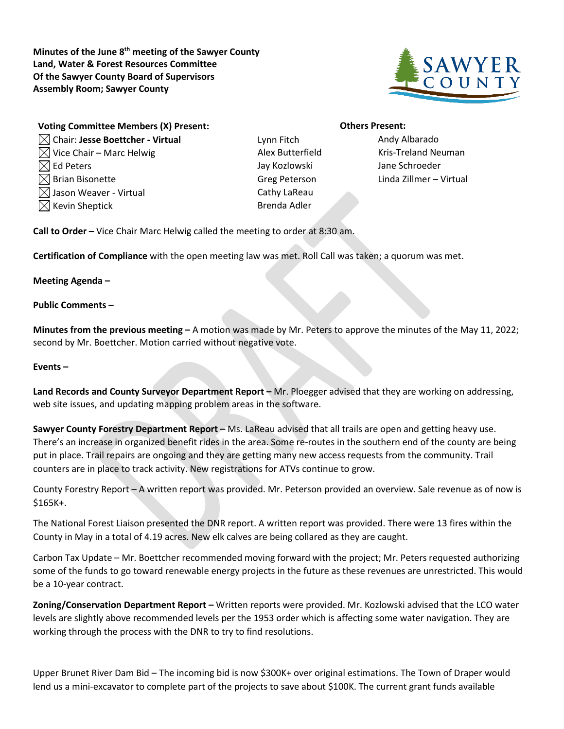**Minutes of the June 8th meeting of the Sawyer County Land, Water & Forest Resources Committee Of the Sawyer County Board of Supervisors Assembly Room; Sawyer County**

**Voting Committee Members (X) Present:**

- ☒ Chair: **Jesse Boettcher - Virtual**
- ☒ Vice Chair – Marc Helwig
- ☒ Ed Peters
- ☒ Brian Bisonette
- ☒ Jason Weaver - Virtual
- ☒ Kevin Sheptick

**Others Present:**

- Lynn Fitch
- Alex Butterfield
- Jay Kozlowski
- Greg Peterson
- Cathy LaReau
- Brenda Adler
- Andy Albarado
- Kris-Treland Neuman
- Jane Schroeder
- Linda Zillmer – Virtual

**Call to Order –** Vice Chair Marc Helwig called the meeting to order at 8:30 am.

**Certification of Compliance** with the open meeting law was met. Roll Call was taken; a quorum was met.

**Meeting Agenda –**

**Public Comments –**

**Minutes from the previous meeting –** A motion was made by Mr. Peters to approve the minutes of the May 11, 2022; second by Mr. Boettcher. Motion carried without negative vote.

**Events –**

**Land Records and County Surveyor Department Report –** Mr. Ploegger advised that they are working on addressing, web site issues, and updating mapping problem areas in the software.

**Sawyer County Forestry Department Report –** Ms. LaReau advised that all trails are open and getting heavy use. There's an increase in organized benefit rides in the area. Some re-routes in the southern end of the county are being put in place. Trail repairs are ongoing and they are getting many new access requests from the community. Trail counters are in place to track activity. New registrations for ATVs continue to grow.

County Forestry Report – A written report was provided. Mr. Peterson provided an overview. Sale revenue as of now is $165K+.

The National Forest Liaison presented the DNR report. A written report was provided. There were 13 fires within the County in May in a total of 4.19 acres. New elk calves are being collared as they are caught.

Carbon Tax Update – Mr. Boettcher recommended moving forward with the project; Mr. Peters requested authorizing some of the funds to go toward renewable energy projects in the future as these revenues are unrestricted. This would be a 10-year contract.

**Zoning/Conservation Department Report –** Written reports were provided. Mr. Kozlowski advised that the LCO water levels are slightly above recommended levels per the 1953 order which is affecting some water navigation. They are working through the process with the DNR to try to find resolutions.

Upper Brunet River Dam Bid – The incoming bid is now $300K+ over original estimations. The Town of Draper would lend us a mini-excavator to complete part of the projects to save about $100K. The current grant funds available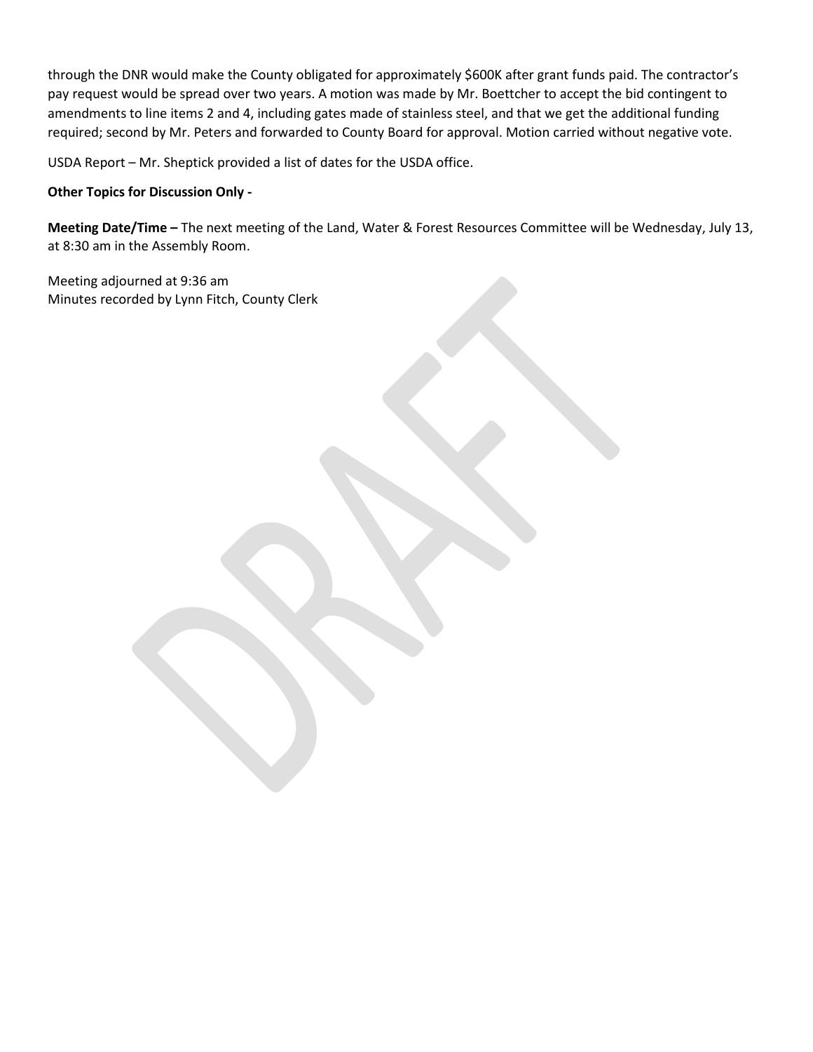through the DNR would make the County obligated for approximately $600K after grant funds paid. The contractor's pay request would be spread over two years. A motion was made by Mr. Boettcher to accept the bid contingent to amendments to line items 2 and 4, including gates made of stainless steel, and that we get the additional funding required; second by Mr. Peters and forwarded to County Board for approval. Motion carried without negative vote.

USDA Report – Mr. Sheptick provided a list of dates for the USDA office.

**Other Topics for Discussion Only -**

**Meeting Date/Time –** The next meeting of the Land, Water & Forest Resources Committee will be Wednesday, July 13, at 8:30 am in the Assembly Room.

Meeting adjourned at 9:36 am
Minutes recorded by Lynn Fitch, County Clerk